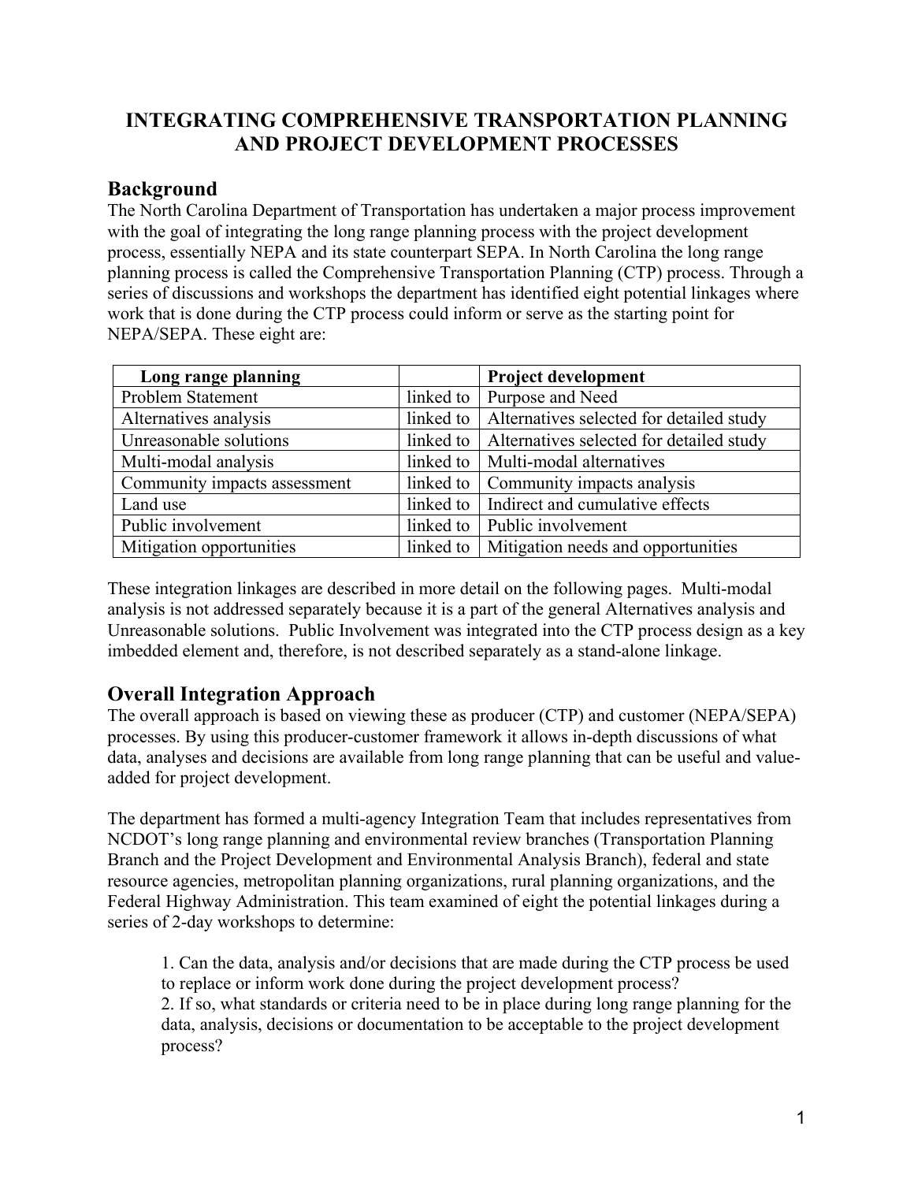# INTEGRATING COMPREHENSIVE TRANSPORTATION PLANNING AND PROJECT DEVELOPMENT PROCESSES

## Background

The North Carolina Department of Transportation has undertaken a major process improvement with the goal of integrating the long range planning process with the project development process, essentially NEPA and its state counterpart SEPA. In North Carolina the long range planning process is called the Comprehensive Transportation Planning (CTP) process. Through a series of discussions and workshops the department has identified eight potential linkages where work that is done during the CTP process could inform or serve as the starting point for NEPA/SEPA. These eight are:

| Long range planning | | Project development |
|---|---|---|
| Problem Statement | linked to | Purpose and Need |
| Alternatives analysis | linked to | Alternatives selected for detailed study |
| Unreasonable solutions | linked to | Alternatives selected for detailed study |
| Multi-modal analysis | linked to | Multi-modal alternatives |
| Community impacts assessment | linked to | Community impacts analysis |
| Land use | linked to | Indirect and cumulative effects |
| Public involvement | linked to | Public involvement |
| Mitigation opportunities | linked to | Mitigation needs and opportunities |

These integration linkages are described in more detail on the following pages. Multi-modal analysis is not addressed separately because it is a part of the general Alternatives analysis and Unreasonable solutions. Public Involvement was integrated into the CTP process design as a key imbedded element and, therefore, is not described separately as a stand-alone linkage.

## Overall Integration Approach

The overall approach is based on viewing these as producer (CTP) and customer (NEPA/SEPA) processes. By using this producer-customer framework it allows in-depth discussions of what data, analyses and decisions are available from long range planning that can be useful and value-added for project development.

The department has formed a multi-agency Integration Team that includes representatives from NCDOT's long range planning and environmental review branches (Transportation Planning Branch and the Project Development and Environmental Analysis Branch), federal and state resource agencies, metropolitan planning organizations, rural planning organizations, and the Federal Highway Administration. This team examined of eight the potential linkages during a series of 2-day workshops to determine:

1. Can the data, analysis and/or decisions that are made during the CTP process be used to replace or inform work done during the project development process?
2. If so, what standards or criteria need to be in place during long range planning for the data, analysis, decisions or documentation to be acceptable to the project development process?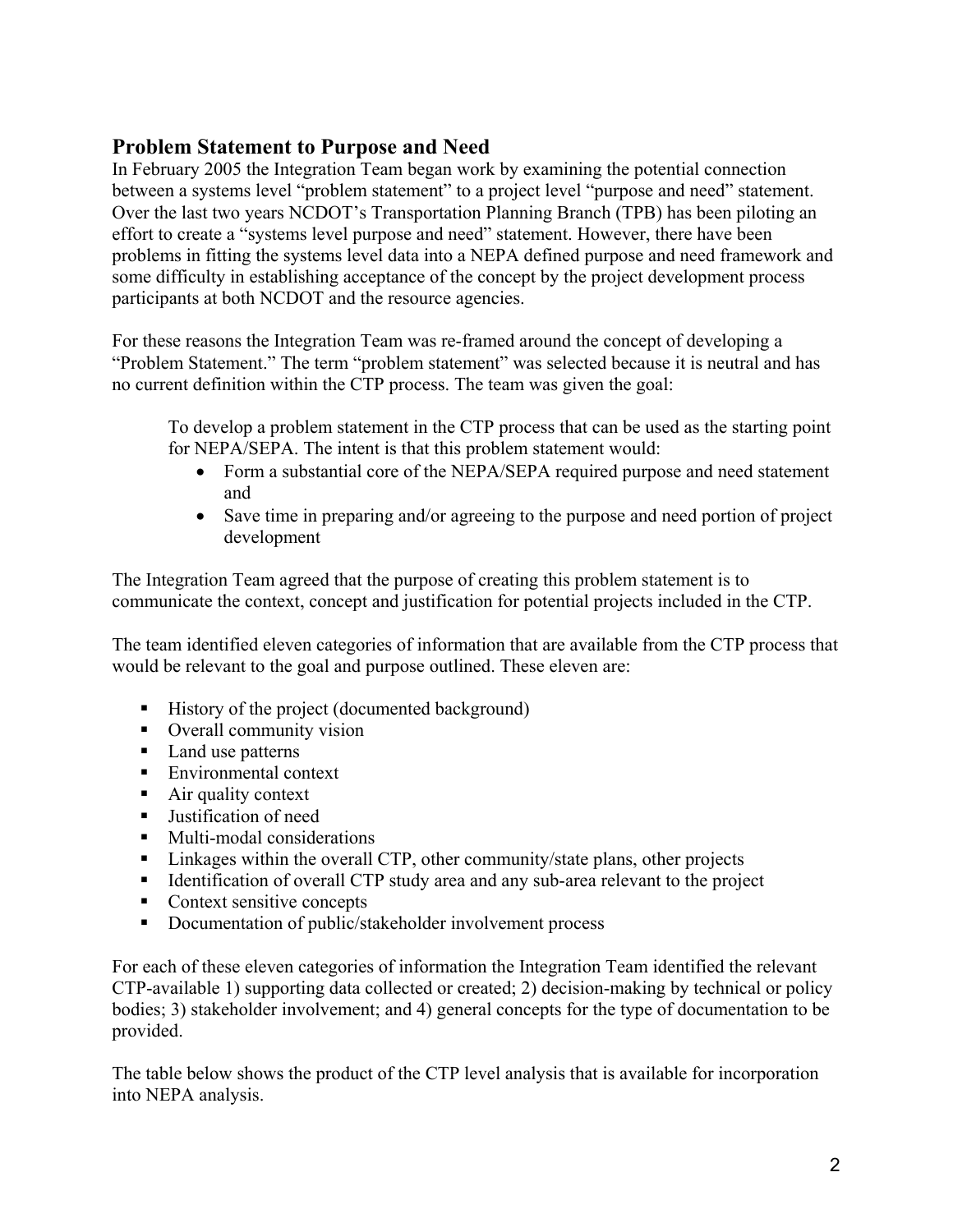## Problem Statement to Purpose and Need

In February 2005 the Integration Team began work by examining the potential connection between a systems level "problem statement" to a project level "purpose and need" statement. Over the last two years NCDOT's Transportation Planning Branch (TPB) has been piloting an effort to create a "systems level purpose and need" statement. However, there have been problems in fitting the systems level data into a NEPA defined purpose and need framework and some difficulty in establishing acceptance of the concept by the project development process participants at both NCDOT and the resource agencies.

For these reasons the Integration Team was re-framed around the concept of developing a "Problem Statement." The term "problem statement" was selected because it is neutral and has no current definition within the CTP process. The team was given the goal:

> To develop a problem statement in the CTP process that can be used as the starting point for NEPA/SEPA. The intent is that this problem statement would:
>
> - Form a substantial core of the NEPA/SEPA required purpose and need statement and
> - Save time in preparing and/or agreeing to the purpose and need portion of project development

The Integration Team agreed that the purpose of creating this problem statement is to communicate the context, concept and justification for potential projects included in the CTP.

The team identified eleven categories of information that are available from the CTP process that would be relevant to the goal and purpose outlined. These eleven are:

- History of the project (documented background)
- Overall community vision
- Land use patterns
- Environmental context
- Air quality context
- Justification of need
- Multi-modal considerations
- Linkages within the overall CTP, other community/state plans, other projects
- Identification of overall CTP study area and any sub-area relevant to the project
- Context sensitive concepts
- Documentation of public/stakeholder involvement process

For each of these eleven categories of information the Integration Team identified the relevant CTP-available 1) supporting data collected or created; 2) decision-making by technical or policy bodies; 3) stakeholder involvement; and 4) general concepts for the type of documentation to be provided.

The table below shows the product of the CTP level analysis that is available for incorporation into NEPA analysis.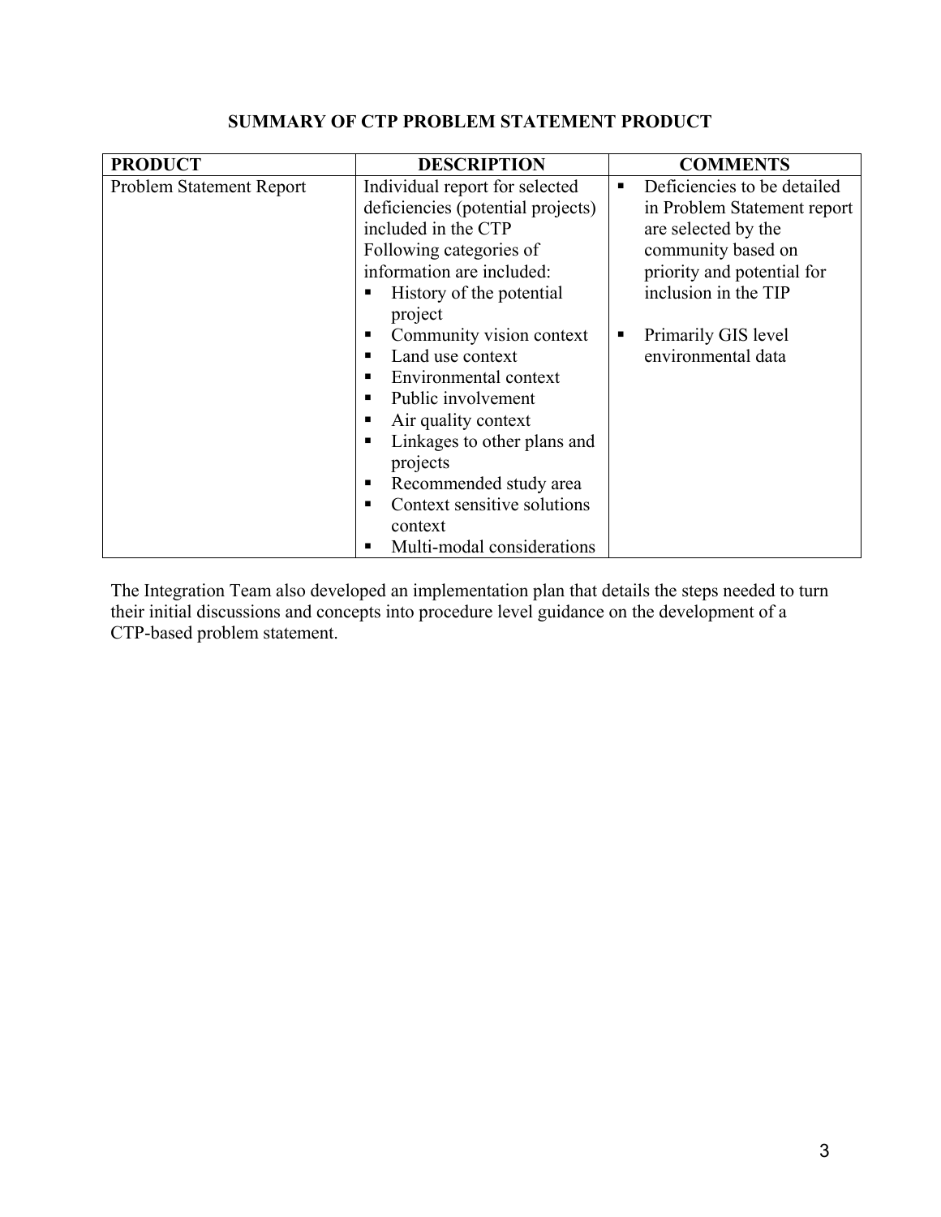**SUMMARY OF CTP PROBLEM STATEMENT PRODUCT**

| PRODUCT | DESCRIPTION | COMMENTS |
|---|---|---|
| Problem Statement Report | Individual report for selected deficiencies (potential projects) included in the CTP<br>Following categories of information are included:<br>▪ History of the potential project<br>▪ Community vision context<br>▪ Land use context<br>▪ Environmental context<br>▪ Public involvement<br>▪ Air quality context<br>▪ Linkages to other plans and projects<br>▪ Recommended study area<br>▪ Context sensitive solutions context<br>▪ Multi-modal considerations | ▪ Deficiencies to be detailed in Problem Statement report are selected by the community based on priority and potential for inclusion in the TIP<br><br>▪ Primarily GIS level environmental data |

The Integration Team also developed an implementation plan that details the steps needed to turn their initial discussions and concepts into procedure level guidance on the development of a CTP-based problem statement.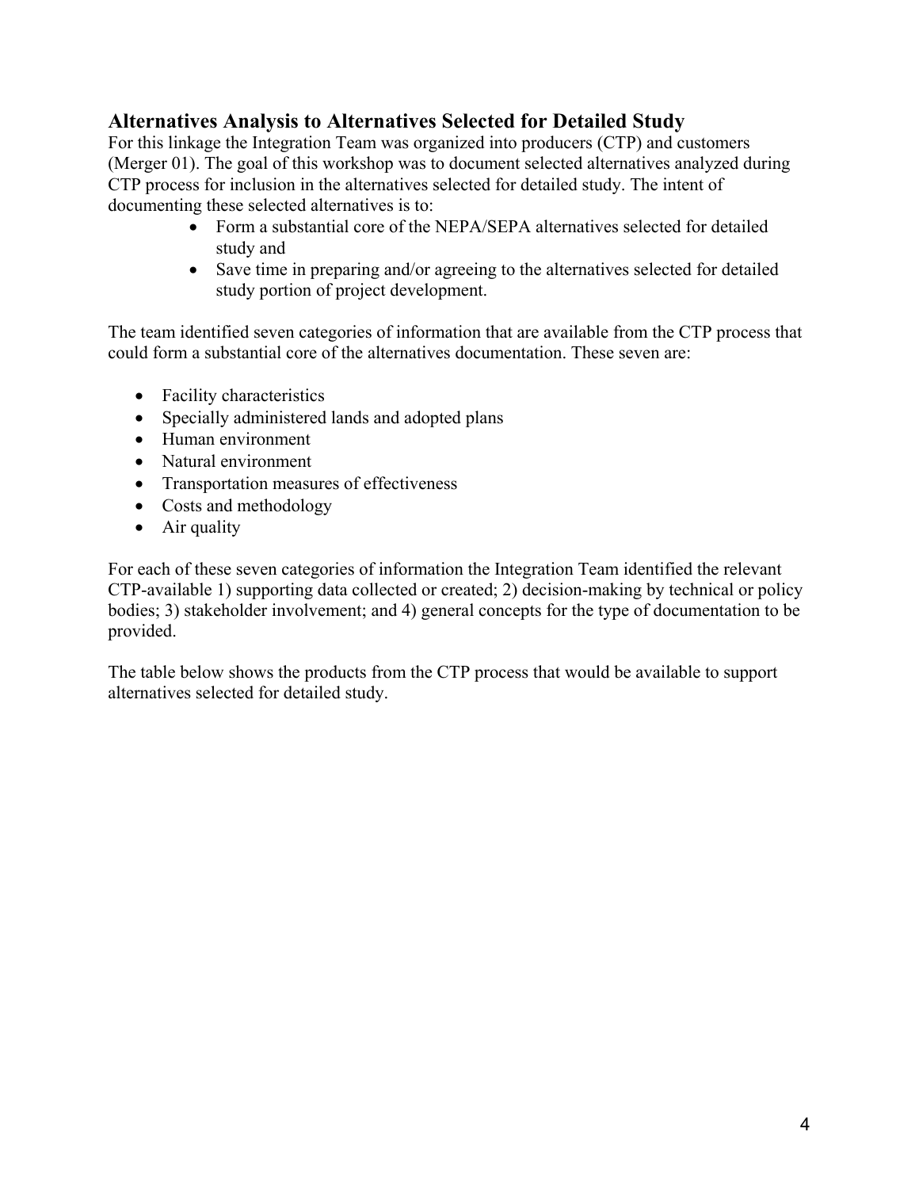## Alternatives Analysis to Alternatives Selected for Detailed Study

For this linkage the Integration Team was organized into producers (CTP) and customers (Merger 01). The goal of this workshop was to document selected alternatives analyzed during CTP process for inclusion in the alternatives selected for detailed study. The intent of documenting these selected alternatives is to:

- Form a substantial core of the NEPA/SEPA alternatives selected for detailed study and
- Save time in preparing and/or agreeing to the alternatives selected for detailed study portion of project development.

The team identified seven categories of information that are available from the CTP process that could form a substantial core of the alternatives documentation. These seven are:

- Facility characteristics
- Specially administered lands and adopted plans
- Human environment
- Natural environment
- Transportation measures of effectiveness
- Costs and methodology
- Air quality

For each of these seven categories of information the Integration Team identified the relevant CTP-available 1) supporting data collected or created; 2) decision-making by technical or policy bodies; 3) stakeholder involvement; and 4) general concepts for the type of documentation to be provided.

The table below shows the products from the CTP process that would be available to support alternatives selected for detailed study.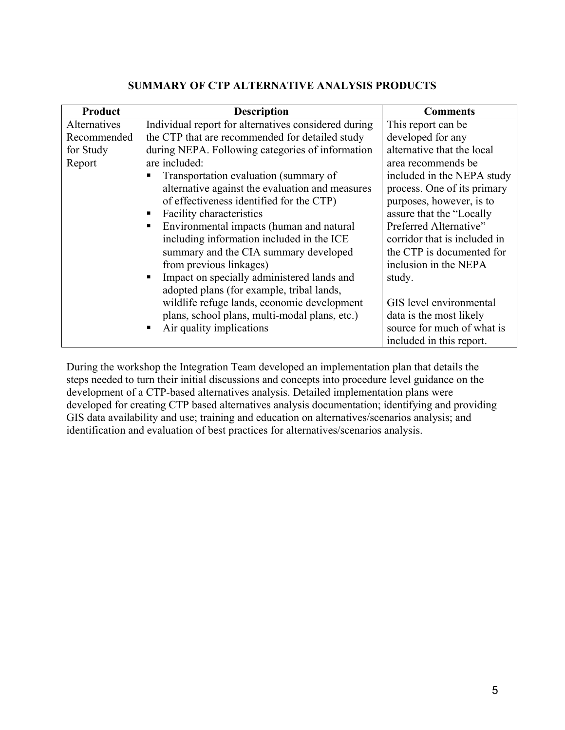**SUMMARY OF CTP ALTERNATIVE ANALYSIS PRODUCTS**

| Product | Description | Comments |
|---|---|---|
| Alternatives Recommended for Study Report | Individual report for alternatives considered during the CTP that are recommended for detailed study during NEPA. Following categories of information are included:<br>▪ Transportation evaluation (summary of alternative against the evaluation and measures of effectiveness identified for the CTP)<br>▪ Facility characteristics<br>▪ Environmental impacts (human and natural including information included in the ICE summary and the CIA summary developed from previous linkages)<br>▪ Impact on specially administered lands and adopted plans (for example, tribal lands, wildlife refuge lands, economic development plans, school plans, multi-modal plans, etc.)<br>▪ Air quality implications | This report can be developed for any alternative that the local area recommends be included in the NEPA study process. One of its primary purposes, however, is to assure that the "Locally Preferred Alternative" corridor that is included in the CTP is documented for inclusion in the NEPA study.<br><br>GIS level environmental data is the most likely source for much of what is included in this report. |

During the workshop the Integration Team developed an implementation plan that details the steps needed to turn their initial discussions and concepts into procedure level guidance on the development of a CTP-based alternatives analysis. Detailed implementation plans were developed for creating CTP based alternatives analysis documentation; identifying and providing GIS data availability and use; training and education on alternatives/scenarios analysis; and identification and evaluation of best practices for alternatives/scenarios analysis.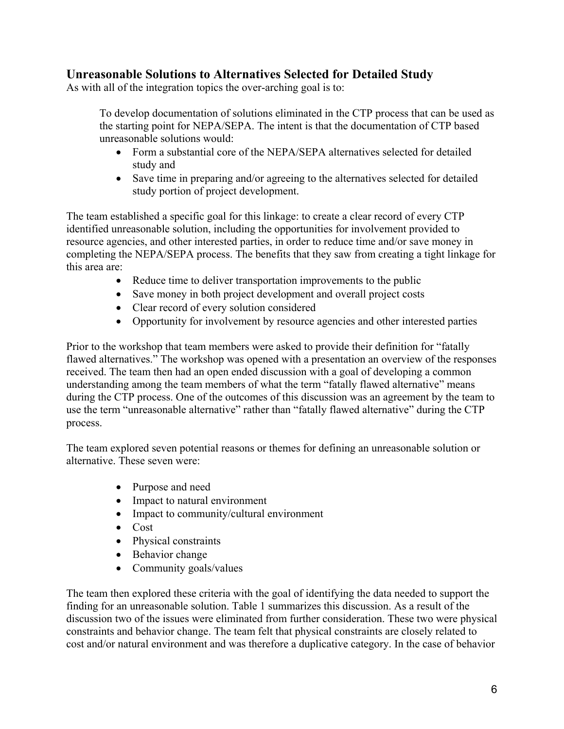## Unreasonable Solutions to Alternatives Selected for Detailed Study

As with all of the integration topics the over-arching goal is to:

> To develop documentation of solutions eliminated in the CTP process that can be used as the starting point for NEPA/SEPA. The intent is that the documentation of CTP based unreasonable solutions would:
>
> - Form a substantial core of the NEPA/SEPA alternatives selected for detailed study and
> - Save time in preparing and/or agreeing to the alternatives selected for detailed study portion of project development.

The team established a specific goal for this linkage: to create a clear record of every CTP identified unreasonable solution, including the opportunities for involvement provided to resource agencies, and other interested parties, in order to reduce time and/or save money in completing the NEPA/SEPA process. The benefits that they saw from creating a tight linkage for this area are:

- Reduce time to deliver transportation improvements to the public
- Save money in both project development and overall project costs
- Clear record of every solution considered
- Opportunity for involvement by resource agencies and other interested parties

Prior to the workshop that team members were asked to provide their definition for "fatally flawed alternatives." The workshop was opened with a presentation an overview of the responses received. The team then had an open ended discussion with a goal of developing a common understanding among the team members of what the term "fatally flawed alternative" means during the CTP process. One of the outcomes of this discussion was an agreement by the team to use the term "unreasonable alternative" rather than "fatally flawed alternative" during the CTP process.

The team explored seven potential reasons or themes for defining an unreasonable solution or alternative. These seven were:

- Purpose and need
- Impact to natural environment
- Impact to community/cultural environment
- Cost
- Physical constraints
- Behavior change
- Community goals/values

The team then explored these criteria with the goal of identifying the data needed to support the finding for an unreasonable solution. Table 1 summarizes this discussion. As a result of the discussion two of the issues were eliminated from further consideration. These two were physical constraints and behavior change. The team felt that physical constraints are closely related to cost and/or natural environment and was therefore a duplicative category. In the case of behavior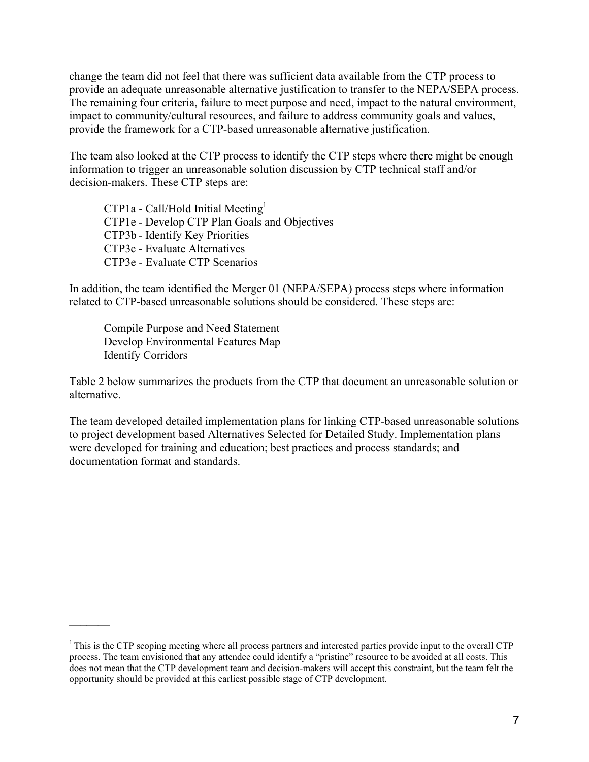change the team did not feel that there was sufficient data available from the CTP process to provide an adequate unreasonable alternative justification to transfer to the NEPA/SEPA process. The remaining four criteria, failure to meet purpose and need, impact to the natural environment, impact to community/cultural resources, and failure to address community goals and values, provide the framework for a CTP-based unreasonable alternative justification.

The team also looked at the CTP process to identify the CTP steps where there might be enough information to trigger an unreasonable solution discussion by CTP technical staff and/or decision-makers. These CTP steps are:

CTP1a - Call/Hold Initial Meeting[1]
CTP1e - Develop CTP Plan Goals and Objectives
CTP3b - Identify Key Priorities
CTP3c - Evaluate Alternatives
CTP3e - Evaluate CTP Scenarios

In addition, the team identified the Merger 01 (NEPA/SEPA) process steps where information related to CTP-based unreasonable solutions should be considered. These steps are:

Compile Purpose and Need Statement
Develop Environmental Features Map
Identify Corridors

Table 2 below summarizes the products from the CTP that document an unreasonable solution or alternative.

The team developed detailed implementation plans for linking CTP-based unreasonable solutions to project development based Alternatives Selected for Detailed Study. Implementation plans were developed for training and education; best practices and process standards; and documentation format and standards.

---

[1] This is the CTP scoping meeting where all process partners and interested parties provide input to the overall CTP process. The team envisioned that any attendee could identify a "pristine" resource to be avoided at all costs. This does not mean that the CTP development team and decision-makers will accept this constraint, but the team felt the opportunity should be provided at this earliest possible stage of CTP development.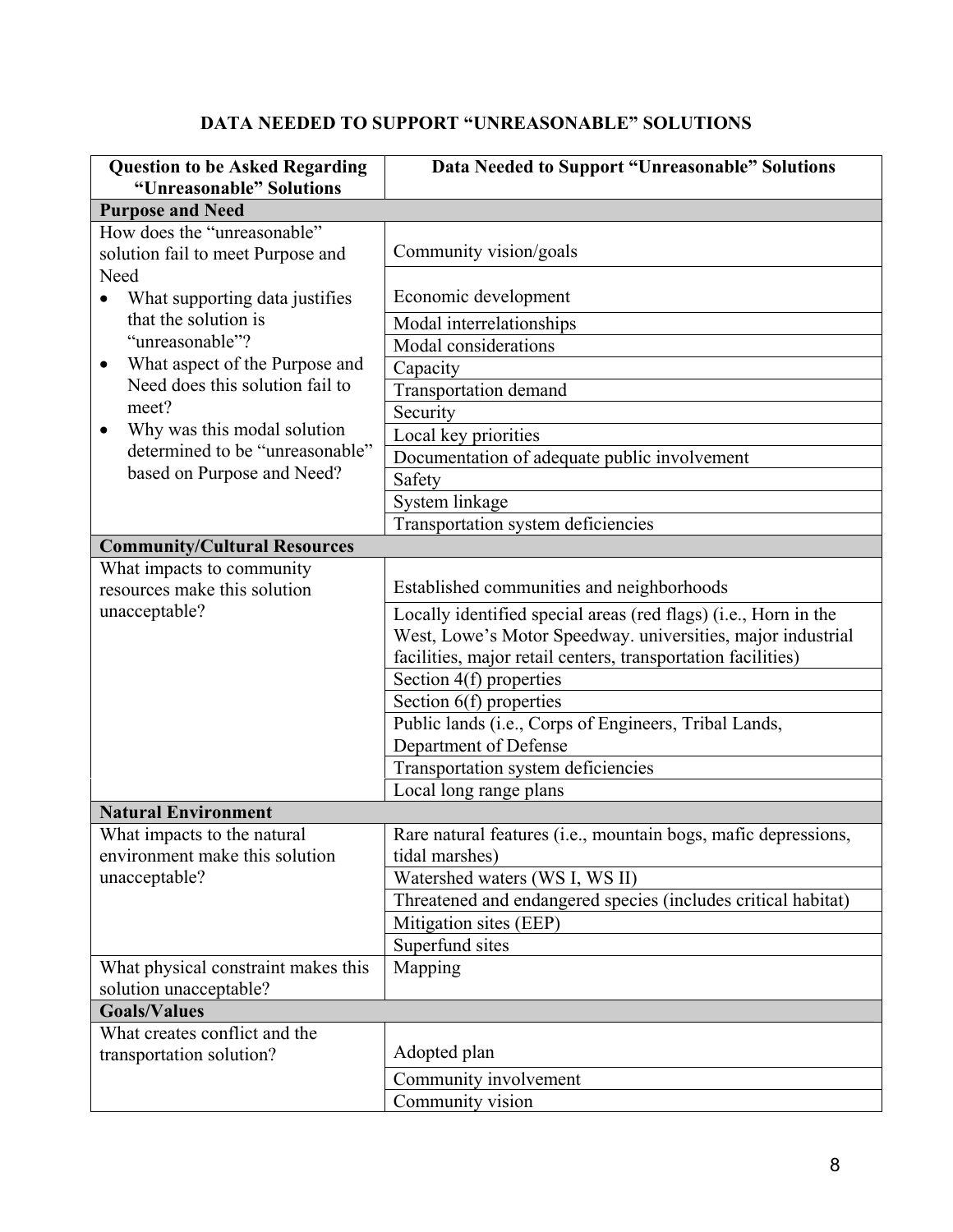## DATA NEEDED TO SUPPORT "UNREASONABLE" SOLUTIONS

| Question to be Asked Regarding "Unreasonable" Solutions | Data Needed to Support "Unreasonable" Solutions |
|---|---|
| **Purpose and Need** | |
| How does the "unreasonable" solution fail to meet Purpose and Need<br>• What supporting data justifies that the solution is "unreasonable"?<br>• What aspect of the Purpose and Need does this solution fail to meet?<br>• Why was this modal solution determined to be "unreasonable" based on Purpose and Need? | Community vision/goals |
| | Economic development |
| | Modal interrelationships |
| | Modal considerations |
| | Capacity |
| | Transportation demand |
| | Security |
| | Local key priorities |
| | Documentation of adequate public involvement |
| | Safety |
| | System linkage |
| | Transportation system deficiencies |
| **Community/Cultural Resources** | |
| What impacts to community resources make this solution unacceptable? | Established communities and neighborhoods |
| | Locally identified special areas (red flags) (i.e., Horn in the West, Lowe's Motor Speedway. universities, major industrial facilities, major retail centers, transportation facilities) |
| | Section 4(f) properties |
| | Section 6(f) properties |
| | Public lands (i.e., Corps of Engineers, Tribal Lands, Department of Defense |
| | Transportation system deficiencies |
| | Local long range plans |
| **Natural Environment** | |
| What impacts to the natural environment make this solution unacceptable? | Rare natural features (i.e., mountain bogs, mafic depressions, tidal marshes) |
| | Watershed waters (WS I, WS II) |
| | Threatened and endangered species (includes critical habitat) |
| | Mitigation sites (EEP) |
| | Superfund sites |
| What physical constraint makes this solution unacceptable? | Mapping |
| **Goals/Values** | |
| What creates conflict and the transportation solution? | Adopted plan |
| | Community involvement |
| | Community vision |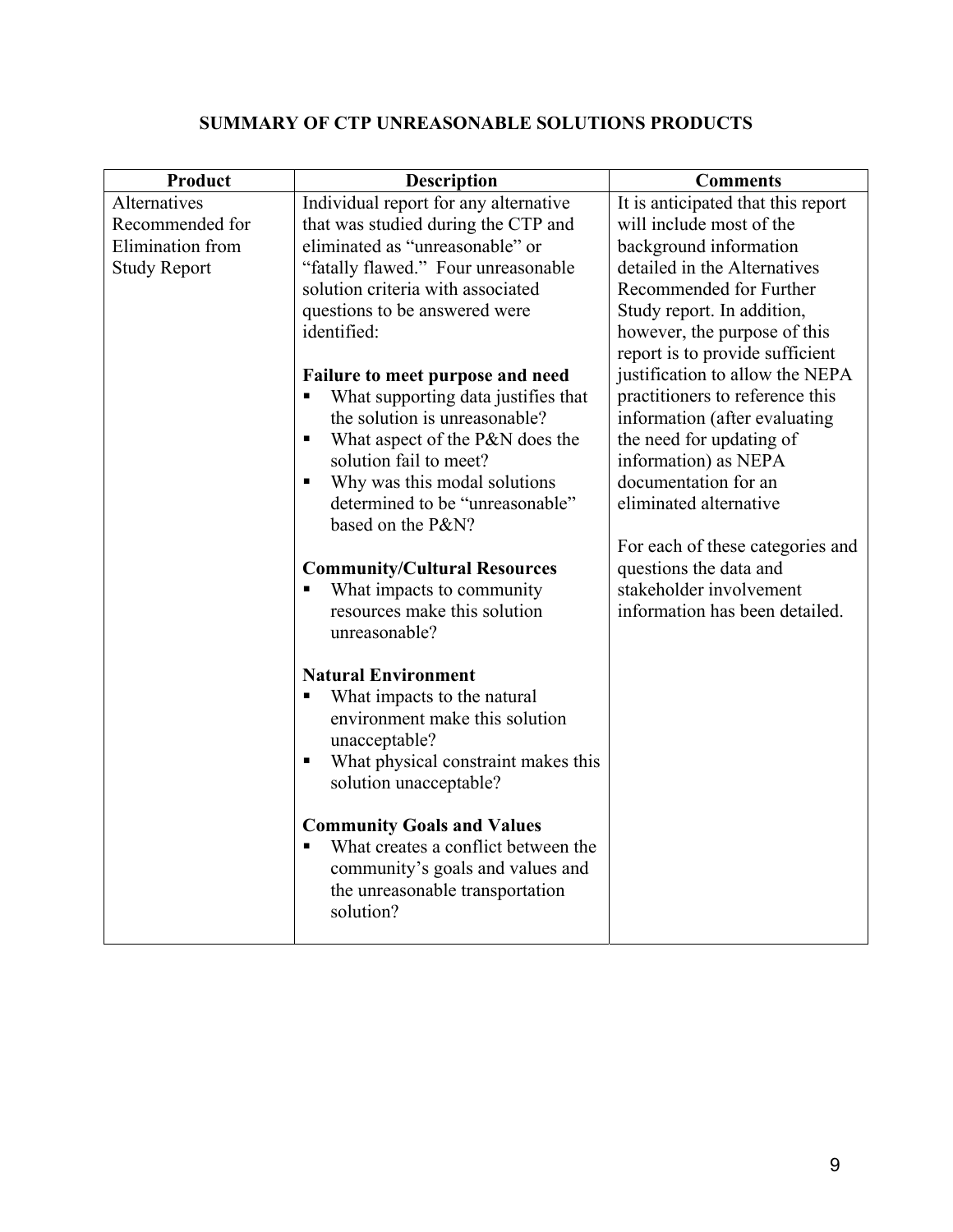## SUMMARY OF CTP UNREASONABLE SOLUTIONS PRODUCTS

| Product | Description | Comments |
|---|---|---|
| Alternatives Recommended for Elimination from Study Report | Individual report for any alternative that was studied during the CTP and eliminated as "unreasonable" or "fatally flawed." Four unreasonable solution criteria with associated questions to be answered were identified:<br><br>**Failure to meet purpose and need**<br>▪ What supporting data justifies that the solution is unreasonable?<br>▪ What aspect of the P&N does the solution fail to meet?<br>▪ Why was this modal solutions determined to be "unreasonable" based on the P&N?<br><br>**Community/Cultural Resources**<br>▪ What impacts to community resources make this solution unreasonable?<br><br>**Natural Environment**<br>▪ What impacts to the natural environment make this solution unacceptable?<br>▪ What physical constraint makes this solution unacceptable?<br><br>**Community Goals and Values**<br>▪ What creates a conflict between the community's goals and values and the unreasonable transportation solution? | It is anticipated that this report will include most of the background information detailed in the Alternatives Recommended for Further Study report. In addition, however, the purpose of this report is to provide sufficient justification to allow the NEPA practitioners to reference this information (after evaluating the need for updating of information) as NEPA documentation for an eliminated alternative<br><br>For each of these categories and questions the data and stakeholder involvement information has been detailed. |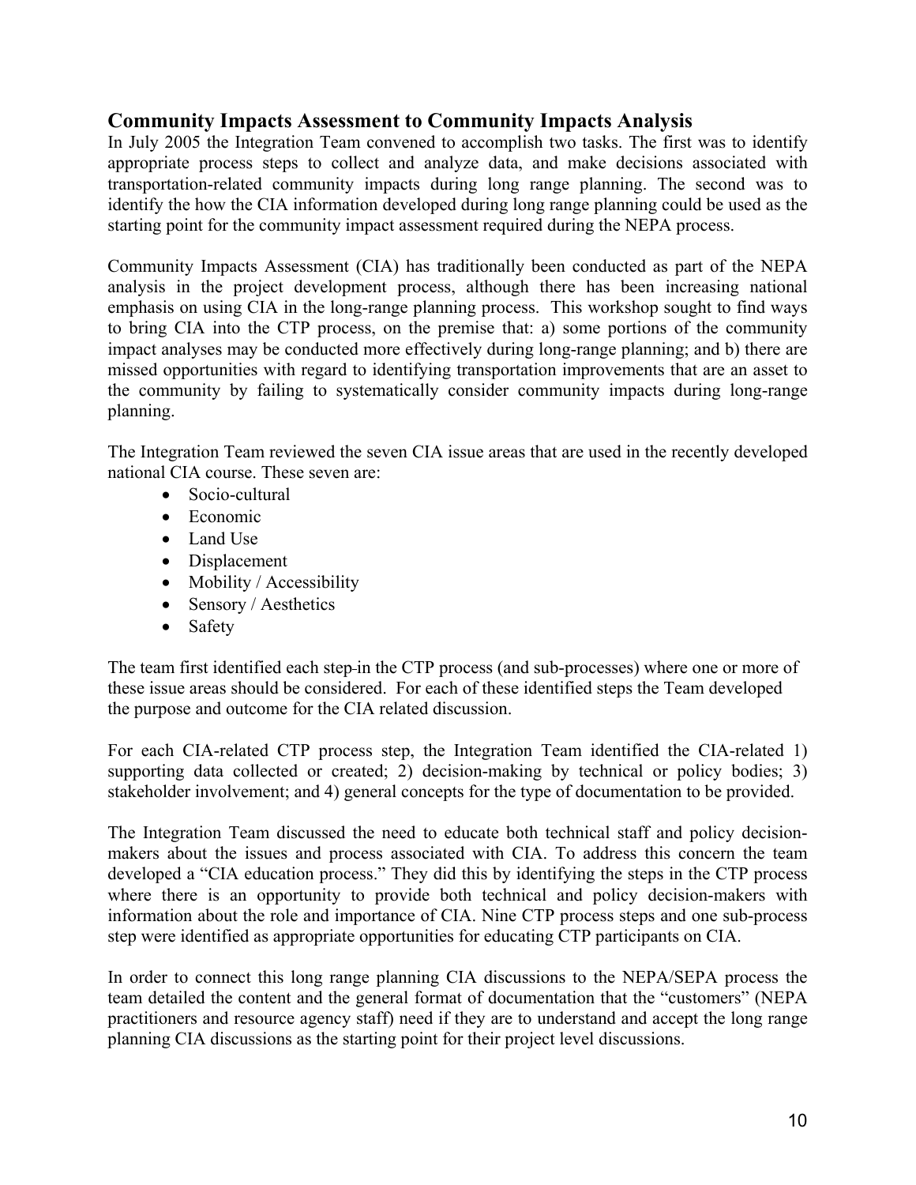## Community Impacts Assessment to Community Impacts Analysis

In July 2005 the Integration Team convened to accomplish two tasks. The first was to identify appropriate process steps to collect and analyze data, and make decisions associated with transportation-related community impacts during long range planning. The second was to identify the how the CIA information developed during long range planning could be used as the starting point for the community impact assessment required during the NEPA process.

Community Impacts Assessment (CIA) has traditionally been conducted as part of the NEPA analysis in the project development process, although there has been increasing national emphasis on using CIA in the long-range planning process. This workshop sought to find ways to bring CIA into the CTP process, on the premise that: a) some portions of the community impact analyses may be conducted more effectively during long-range planning; and b) there are missed opportunities with regard to identifying transportation improvements that are an asset to the community by failing to systematically consider community impacts during long-range planning.

The Integration Team reviewed the seven CIA issue areas that are used in the recently developed national CIA course. These seven are:

- Socio-cultural
- Economic
- Land Use
- Displacement
- Mobility / Accessibility
- Sensory / Aesthetics
- Safety

The team first identified each step in the CTP process (and sub-processes) where one or more of these issue areas should be considered. For each of these identified steps the Team developed the purpose and outcome for the CIA related discussion.

For each CIA-related CTP process step, the Integration Team identified the CIA-related 1) supporting data collected or created; 2) decision-making by technical or policy bodies; 3) stakeholder involvement; and 4) general concepts for the type of documentation to be provided.

The Integration Team discussed the need to educate both technical staff and policy decision-makers about the issues and process associated with CIA. To address this concern the team developed a "CIA education process." They did this by identifying the steps in the CTP process where there is an opportunity to provide both technical and policy decision-makers with information about the role and importance of CIA. Nine CTP process steps and one sub-process step were identified as appropriate opportunities for educating CTP participants on CIA.

In order to connect this long range planning CIA discussions to the NEPA/SEPA process the team detailed the content and the general format of documentation that the "customers" (NEPA practitioners and resource agency staff) need if they are to understand and accept the long range planning CIA discussions as the starting point for their project level discussions.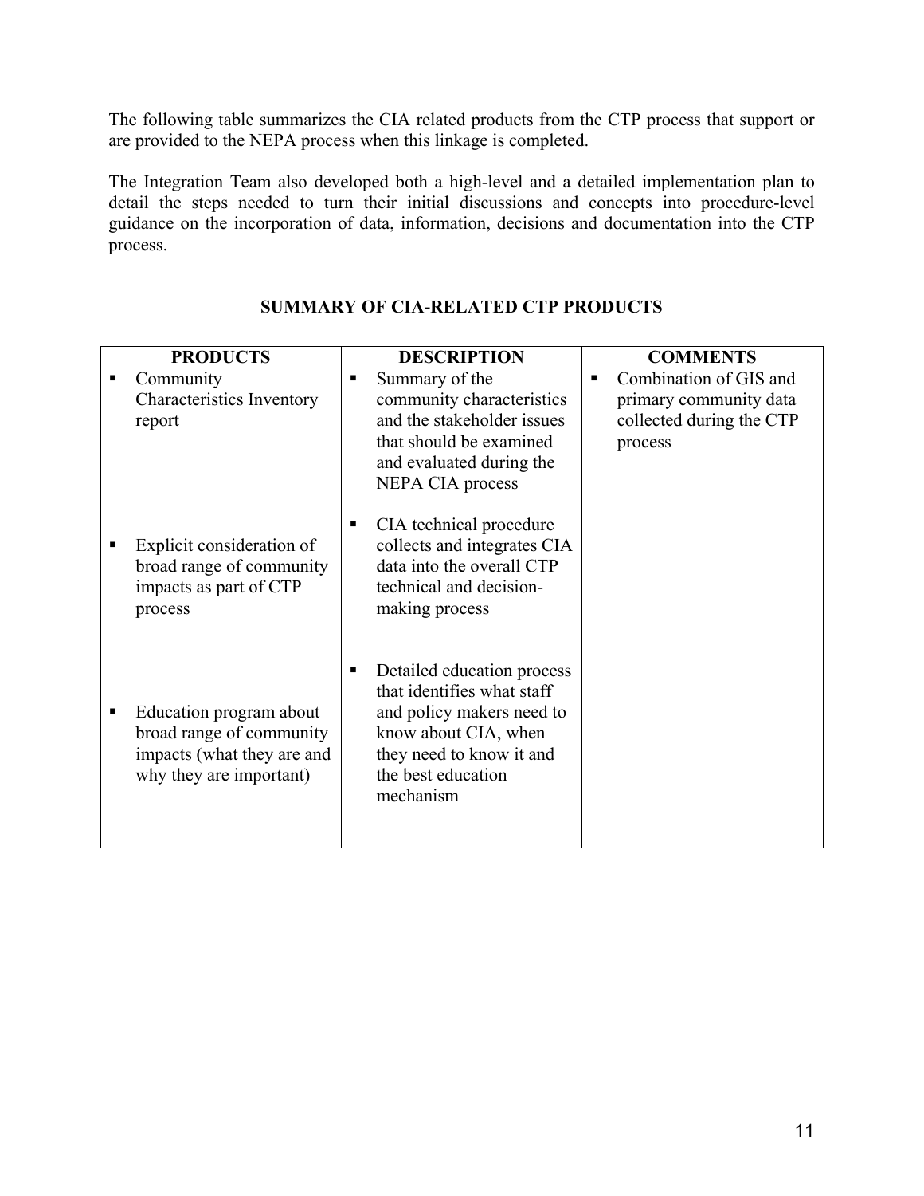The following table summarizes the CIA related products from the CTP process that support or are provided to the NEPA process when this linkage is completed.

The Integration Team also developed both a high-level and a detailed implementation plan to detail the steps needed to turn their initial discussions and concepts into procedure-level guidance on the incorporation of data, information, decisions and documentation into the CTP process.

**SUMMARY OF CIA-RELATED CTP PRODUCTS**

| PRODUCTS | DESCRIPTION | COMMENTS |
| --- | --- | --- |
| ▪ Community Characteristics Inventory report | ▪ Summary of the community characteristics and the stakeholder issues that should be examined and evaluated during the NEPA CIA process | ▪ Combination of GIS and primary community data collected during the CTP process |
| ▪ Explicit consideration of broad range of community impacts as part of CTP process | ▪ CIA technical procedure collects and integrates CIA data into the overall CTP technical and decision-making process | |
| ▪ Education program about broad range of community impacts (what they are and why they are important) | ▪ Detailed education process that identifies what staff and policy makers need to know about CIA, when they need to know it and the best education mechanism | |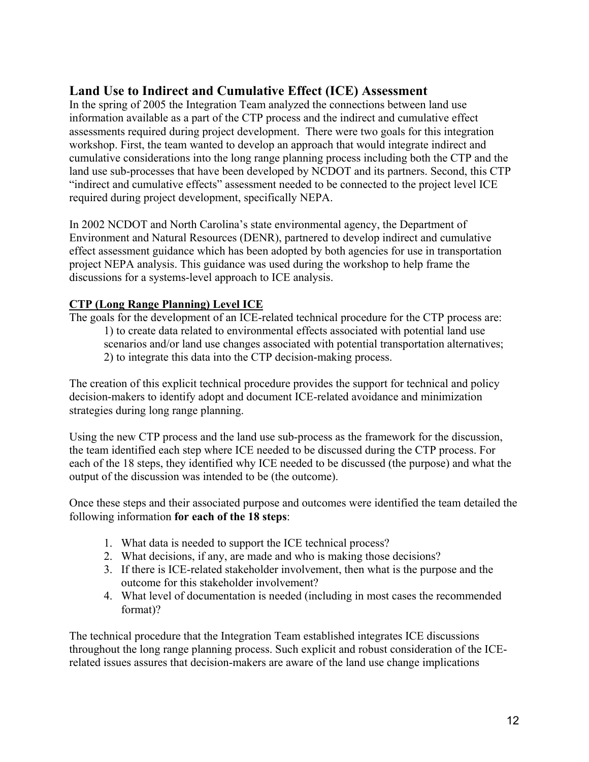## Land Use to Indirect and Cumulative Effect (ICE) Assessment

In the spring of 2005 the Integration Team analyzed the connections between land use information available as a part of the CTP process and the indirect and cumulative effect assessments required during project development. There were two goals for this integration workshop. First, the team wanted to develop an approach that would integrate indirect and cumulative considerations into the long range planning process including both the CTP and the land use sub-processes that have been developed by NCDOT and its partners. Second, this CTP "indirect and cumulative effects" assessment needed to be connected to the project level ICE required during project development, specifically NEPA.

In 2002 NCDOT and North Carolina's state environmental agency, the Department of Environment and Natural Resources (DENR), partnered to develop indirect and cumulative effect assessment guidance which has been adopted by both agencies for use in transportation project NEPA analysis. This guidance was used during the workshop to help frame the discussions for a systems-level approach to ICE analysis.

### CTP (Long Range Planning) Level ICE

The goals for the development of an ICE-related technical procedure for the CTP process are:

1) to create data related to environmental effects associated with potential land use scenarios and/or land use changes associated with potential transportation alternatives;
2) to integrate this data into the CTP decision-making process.

The creation of this explicit technical procedure provides the support for technical and policy decision-makers to identify adopt and document ICE-related avoidance and minimization strategies during long range planning.

Using the new CTP process and the land use sub-process as the framework for the discussion, the team identified each step where ICE needed to be discussed during the CTP process. For each of the 18 steps, they identified why ICE needed to be discussed (the purpose) and what the output of the discussion was intended to be (the outcome).

Once these steps and their associated purpose and outcomes were identified the team detailed the following information **for each of the 18 steps**:

1. What data is needed to support the ICE technical process?
2. What decisions, if any, are made and who is making those decisions?
3. If there is ICE-related stakeholder involvement, then what is the purpose and the outcome for this stakeholder involvement?
4. What level of documentation is needed (including in most cases the recommended format)?

The technical procedure that the Integration Team established integrates ICE discussions throughout the long range planning process. Such explicit and robust consideration of the ICE-related issues assures that decision-makers are aware of the land use change implications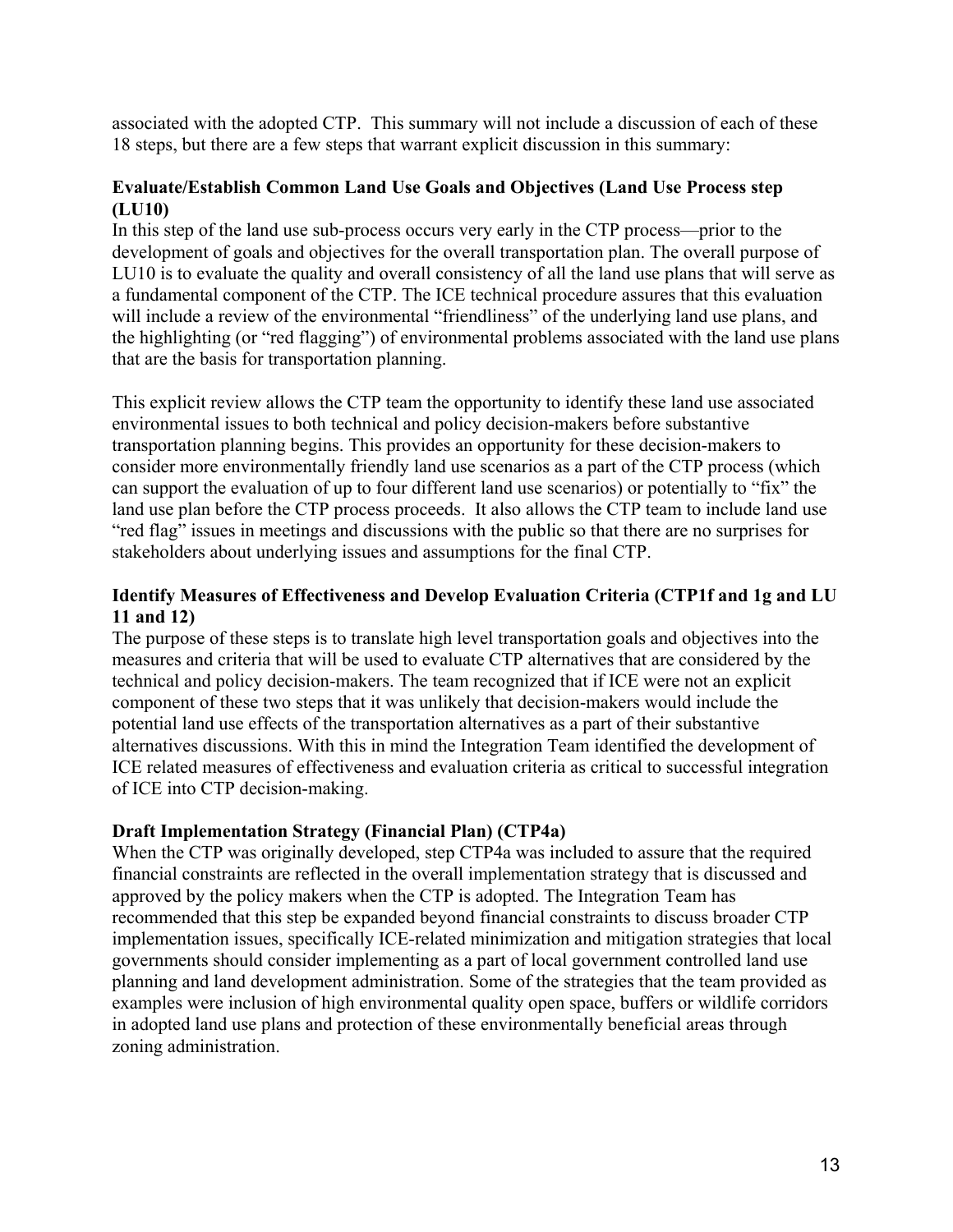associated with the adopted CTP. This summary will not include a discussion of each of these 18 steps, but there are a few steps that warrant explicit discussion in this summary:

**Evaluate/Establish Common Land Use Goals and Objectives (Land Use Process step (LU10)**

In this step of the land use sub-process occurs very early in the CTP process—prior to the development of goals and objectives for the overall transportation plan. The overall purpose of LU10 is to evaluate the quality and overall consistency of all the land use plans that will serve as a fundamental component of the CTP. The ICE technical procedure assures that this evaluation will include a review of the environmental "friendliness" of the underlying land use plans, and the highlighting (or "red flagging") of environmental problems associated with the land use plans that are the basis for transportation planning.

This explicit review allows the CTP team the opportunity to identify these land use associated environmental issues to both technical and policy decision-makers before substantive transportation planning begins. This provides an opportunity for these decision-makers to consider more environmentally friendly land use scenarios as a part of the CTP process (which can support the evaluation of up to four different land use scenarios) or potentially to "fix" the land use plan before the CTP process proceeds. It also allows the CTP team to include land use "red flag" issues in meetings and discussions with the public so that there are no surprises for stakeholders about underlying issues and assumptions for the final CTP.

**Identify Measures of Effectiveness and Develop Evaluation Criteria (CTP1f and 1g and LU 11 and 12)**

The purpose of these steps is to translate high level transportation goals and objectives into the measures and criteria that will be used to evaluate CTP alternatives that are considered by the technical and policy decision-makers. The team recognized that if ICE were not an explicit component of these two steps that it was unlikely that decision-makers would include the potential land use effects of the transportation alternatives as a part of their substantive alternatives discussions. With this in mind the Integration Team identified the development of ICE related measures of effectiveness and evaluation criteria as critical to successful integration of ICE into CTP decision-making.

**Draft Implementation Strategy (Financial Plan) (CTP4a)**

When the CTP was originally developed, step CTP4a was included to assure that the required financial constraints are reflected in the overall implementation strategy that is discussed and approved by the policy makers when the CTP is adopted. The Integration Team has recommended that this step be expanded beyond financial constraints to discuss broader CTP implementation issues, specifically ICE-related minimization and mitigation strategies that local governments should consider implementing as a part of local government controlled land use planning and land development administration. Some of the strategies that the team provided as examples were inclusion of high environmental quality open space, buffers or wildlife corridors in adopted land use plans and protection of these environmentally beneficial areas through zoning administration.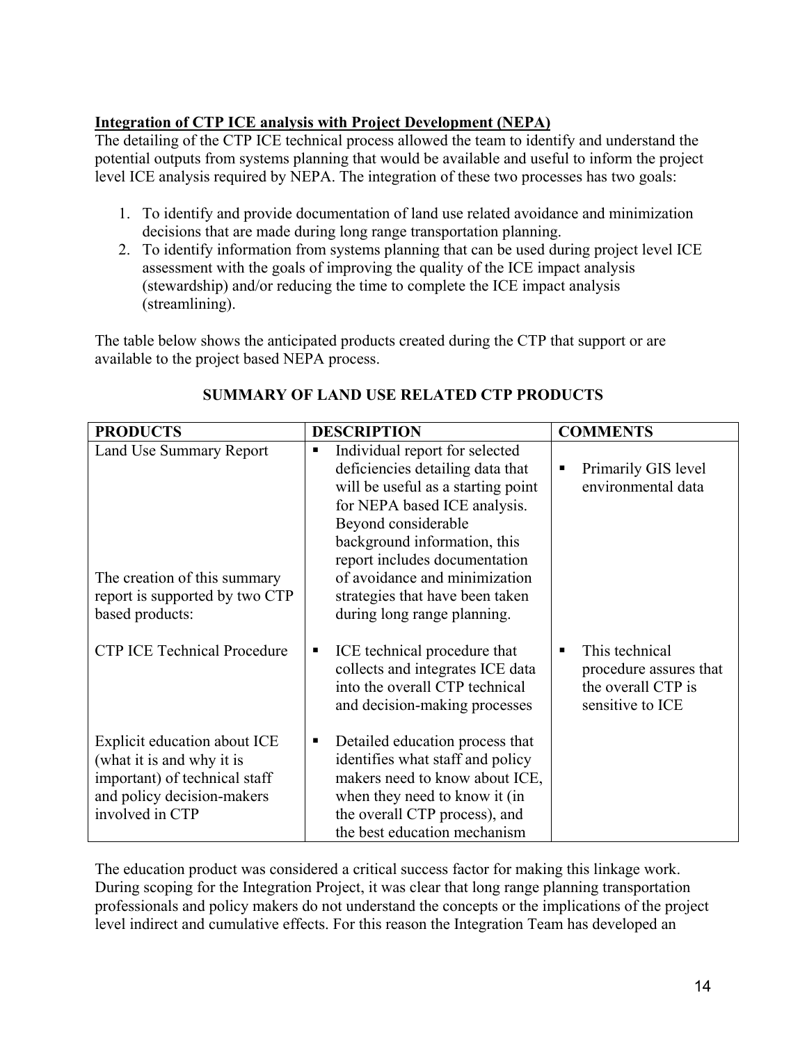**Integration of CTP ICE analysis with Project Development (NEPA)**

The detailing of the CTP ICE technical process allowed the team to identify and understand the potential outputs from systems planning that would be available and useful to inform the project level ICE analysis required by NEPA. The integration of these two processes has two goals:

1. To identify and provide documentation of land use related avoidance and minimization decisions that are made during long range transportation planning.
2. To identify information from systems planning that can be used during project level ICE assessment with the goals of improving the quality of the ICE impact analysis (stewardship) and/or reducing the time to complete the ICE impact analysis (streamlining).

The table below shows the anticipated products created during the CTP that support or are available to the project based NEPA process.

**SUMMARY OF LAND USE RELATED CTP PRODUCTS**

| PRODUCTS | DESCRIPTION | COMMENTS |
|---|---|---|
| Land Use Summary Report<br><br>The creation of this summary report is supported by two CTP based products: | ▪ Individual report for selected deficiencies detailing data that will be useful as a starting point for NEPA based ICE analysis. Beyond considerable background information, this report includes documentation of avoidance and minimization strategies that have been taken during long range planning. | ▪ Primarily GIS level environmental data |
| CTP ICE Technical Procedure | ▪ ICE technical procedure that collects and integrates ICE data into the overall CTP technical and decision-making processes | ▪ This technical procedure assures that the overall CTP is sensitive to ICE |
| Explicit education about ICE (what it is and why it is important) of technical staff and policy decision-makers involved in CTP | ▪ Detailed education process that identifies what staff and policy makers need to know about ICE, when they need to know it (in the overall CTP process), and the best education mechanism | |

The education product was considered a critical success factor for making this linkage work. During scoping for the Integration Project, it was clear that long range planning transportation professionals and policy makers do not understand the concepts or the implications of the project level indirect and cumulative effects. For this reason the Integration Team has developed an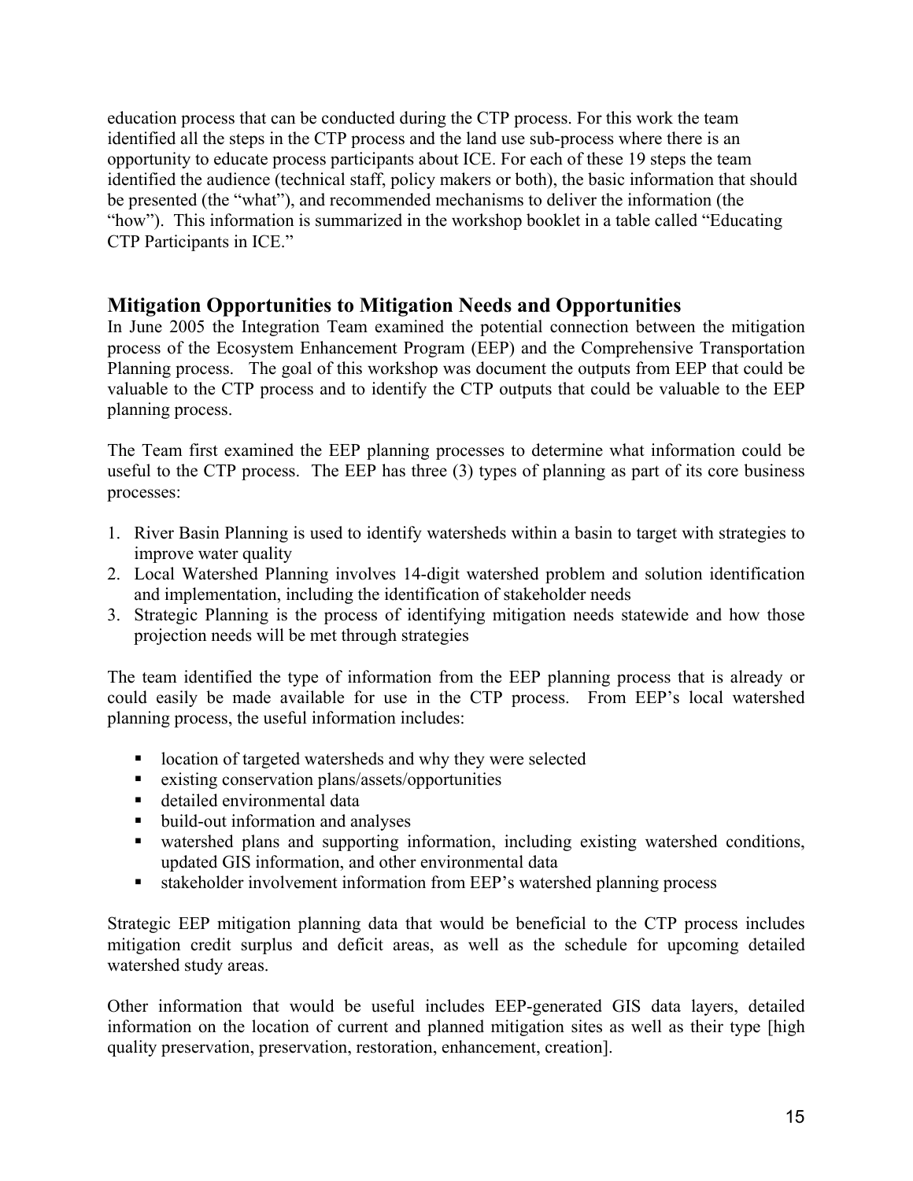education process that can be conducted during the CTP process. For this work the team identified all the steps in the CTP process and the land use sub-process where there is an opportunity to educate process participants about ICE. For each of these 19 steps the team identified the audience (technical staff, policy makers or both), the basic information that should be presented (the "what"), and recommended mechanisms to deliver the information (the "how"). This information is summarized in the workshop booklet in a table called "Educating CTP Participants in ICE."

## Mitigation Opportunities to Mitigation Needs and Opportunities

In June 2005 the Integration Team examined the potential connection between the mitigation process of the Ecosystem Enhancement Program (EEP) and the Comprehensive Transportation Planning process. The goal of this workshop was document the outputs from EEP that could be valuable to the CTP process and to identify the CTP outputs that could be valuable to the EEP planning process.

The Team first examined the EEP planning processes to determine what information could be useful to the CTP process. The EEP has three (3) types of planning as part of its core business processes:

1. River Basin Planning is used to identify watersheds within a basin to target with strategies to improve water quality
2. Local Watershed Planning involves 14-digit watershed problem and solution identification and implementation, including the identification of stakeholder needs
3. Strategic Planning is the process of identifying mitigation needs statewide and how those projection needs will be met through strategies

The team identified the type of information from the EEP planning process that is already or could easily be made available for use in the CTP process. From EEP's local watershed planning process, the useful information includes:

- location of targeted watersheds and why they were selected
- existing conservation plans/assets/opportunities
- detailed environmental data
- build-out information and analyses
- watershed plans and supporting information, including existing watershed conditions, updated GIS information, and other environmental data
- stakeholder involvement information from EEP's watershed planning process

Strategic EEP mitigation planning data that would be beneficial to the CTP process includes mitigation credit surplus and deficit areas, as well as the schedule for upcoming detailed watershed study areas.

Other information that would be useful includes EEP-generated GIS data layers, detailed information on the location of current and planned mitigation sites as well as their type [high quality preservation, preservation, restoration, enhancement, creation].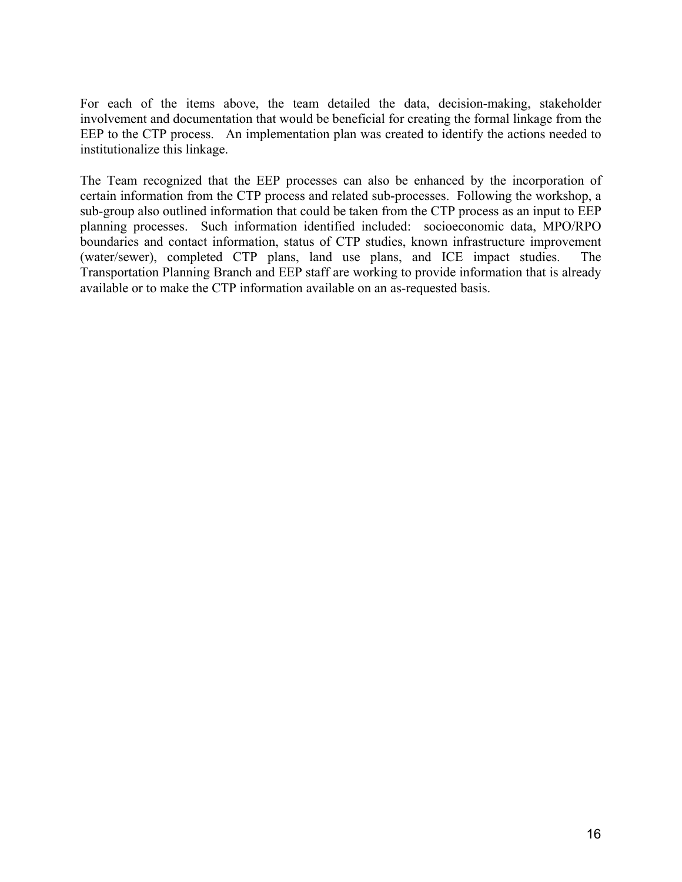For each of the items above, the team detailed the data, decision-making, stakeholder involvement and documentation that would be beneficial for creating the formal linkage from the EEP to the CTP process. An implementation plan was created to identify the actions needed to institutionalize this linkage.

The Team recognized that the EEP processes can also be enhanced by the incorporation of certain information from the CTP process and related sub-processes. Following the workshop, a sub-group also outlined information that could be taken from the CTP process as an input to EEP planning processes. Such information identified included: socioeconomic data, MPO/RPO boundaries and contact information, status of CTP studies, known infrastructure improvement (water/sewer), completed CTP plans, land use plans, and ICE impact studies. The Transportation Planning Branch and EEP staff are working to provide information that is already available or to make the CTP information available on an as-requested basis.